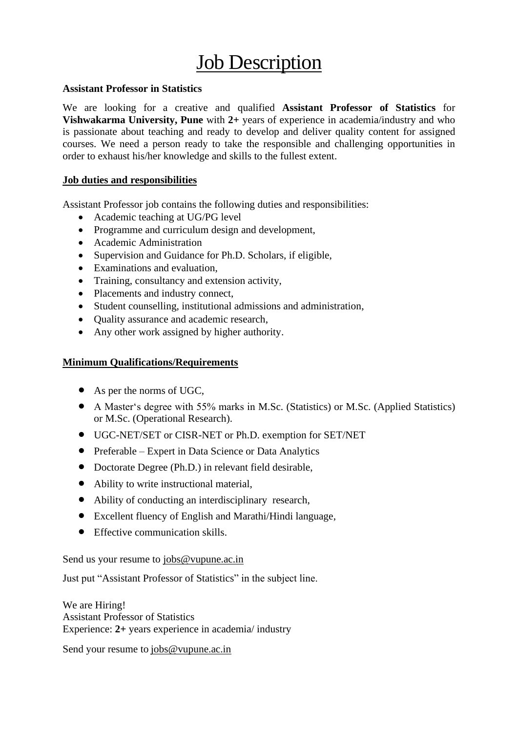# Job Description

**Assistant Professor in Statistics**

We are looking for a creative and qualified **Assistant Professor of Statistics** for **Vishwakarma University, Pune** with **2+** years of experience in academia/industry and who is passionate about teaching and ready to develop and deliver quality content for assigned courses. We need a person ready to take the responsible and challenging opportunities in order to exhaust his/her knowledge and skills to the fullest extent.

## Job duties and responsibilities

Assistant Professor job contains the following duties and responsibilities:

- Academic teaching at UG/PG level
- Programme and curriculum design and development,
- Academic Administration
- Supervision and Guidance for Ph.D. Scholars, if eligible,
- Examinations and evaluation,
- Training, consultancy and extension activity,
- Placements and industry connect,
- Student counselling, institutional admissions and administration,
- Quality assurance and academic research,
- Any other work assigned by higher authority.

## Minimum Qualifications/Requirements

- As per the norms of UGC,
- A Master's degree with 55% marks in M.Sc. (Statistics) or M.Sc. (Applied Statistics) or M.Sc. (Operational Research).
- UGC-NET/SET or CISR-NET or Ph.D. exemption for SET/NET
- Preferable – Expert in Data Science or Data Analytics
- Doctorate Degree (Ph.D.) in relevant field desirable,
- Ability to write instructional material,
- Ability of conducting an interdisciplinary research,
- Excellent fluency of English and Marathi/Hindi language,
- Effective communication skills.

Send us your resume to jobs@vupune.ac.in

Just put "Assistant Professor of Statistics" in the subject line.

We are Hiring!
Assistant Professor of Statistics
Experience: **2+** years experience in academia/ industry

Send your resume to jobs@vupune.ac.in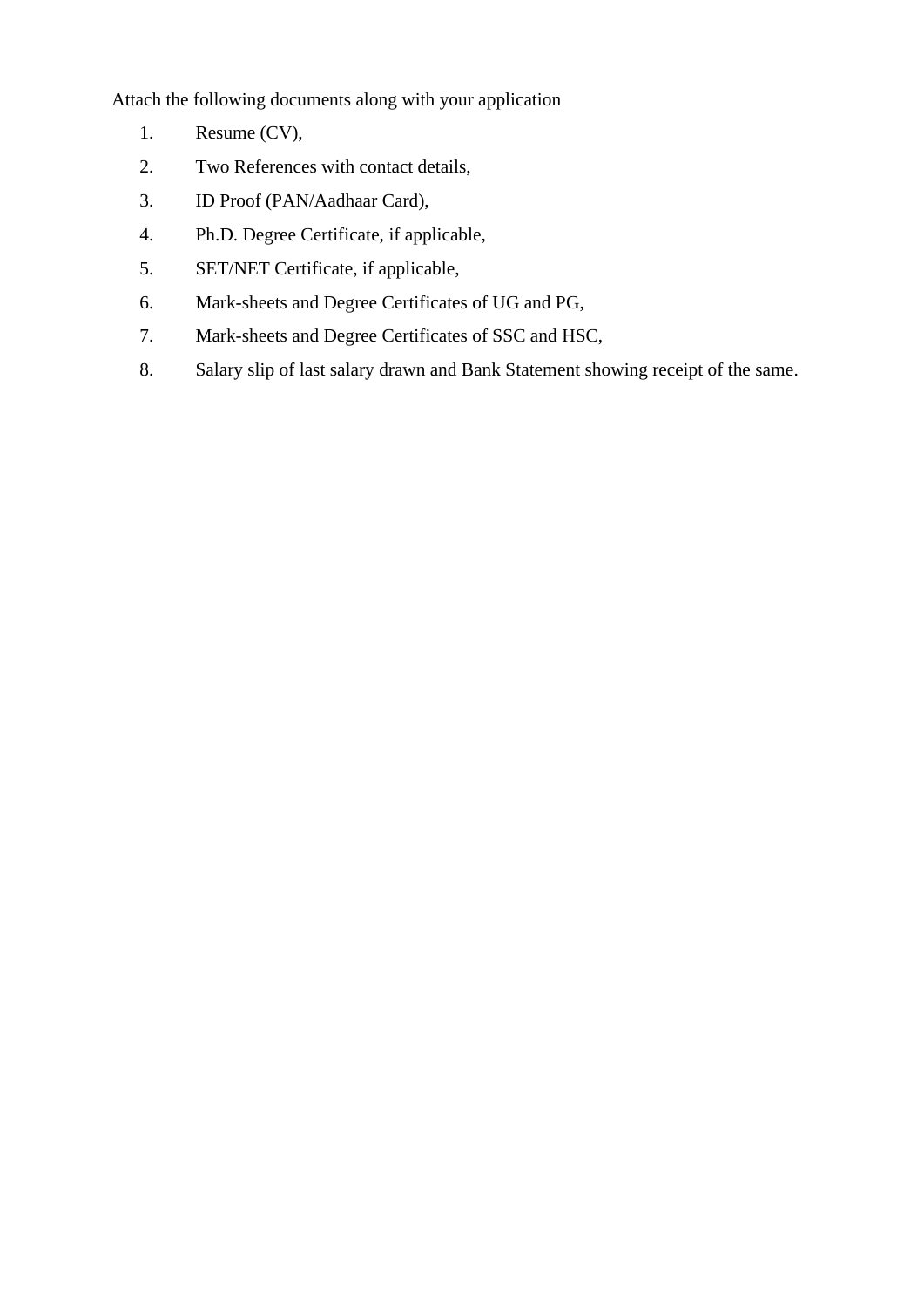Attach the following documents along with your application

1. Resume (CV),
2. Two References with contact details,
3. ID Proof (PAN/Aadhaar Card),
4. Ph.D. Degree Certificate, if applicable,
5. SET/NET Certificate, if applicable,
6. Mark-sheets and Degree Certificates of UG and PG,
7. Mark-sheets and Degree Certificates of SSC and HSC,
8. Salary slip of last salary drawn and Bank Statement showing receipt of the same.